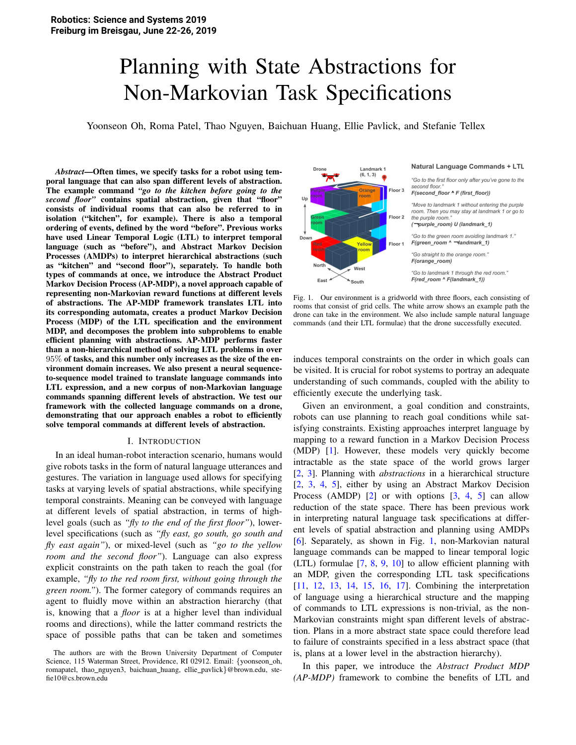Robotics: Science and Systems 2019
Freiburg im Breisgau, June 22-26, 2019

# Planning with State Abstractions for Non-Markovian Task Specifications

Yoonseon Oh, Roma Patel, Thao Nguyen, Baichuan Huang, Ellie Pavlick, and Stefanie Tellex

***Abstract*—Often times, we specify tasks for a robot using temporal language that can also span different levels of abstraction. The example command *"go to the kitchen before going to the second floor"* contains spatial abstraction, given that "floor" consists of individual rooms that can also be referred to in isolation ("kitchen", for example). There is also a temporal ordering of events, defined by the word "before". Previous works have used Linear Temporal Logic (LTL) to interpret temporal language (such as "before"), and Abstract Markov Decision Processes (AMDPs) to interpret hierarchical abstractions (such as "kitchen" and "second floor"), separately. To handle both types of commands at once, we introduce the Abstract Product Markov Decision Process (AP-MDP), a novel approach capable of representing non-Markovian reward functions at different levels of abstractions. The AP-MDP framework translates LTL into its corresponding automata, creates a product Markov Decision Process (MDP) of the LTL specification and the environment MDP, and decomposes the problem into subproblems to enable efficient planning with abstractions. AP-MDP performs faster than a non-hierarchical method of solving LTL problems in over $95\%$ of tasks, and this number only increases as the size of the environment domain increases. We also present a neural sequence-to-sequence model trained to translate language commands into LTL expression, and a new corpus of non-Markovian language commands spanning different levels of abstraction. We test our framework with the collected language commands on a drone, demonstrating that our approach enables a robot to efficiently solve temporal commands at different levels of abstraction.**

## I. Introduction

In an ideal human-robot interaction scenario, humans would give robots tasks in the form of natural language utterances and gestures. The variation in language used allows for specifying tasks at varying levels of spatial abstractions, while specifying temporal constraints. Meaning can be conveyed with language at different levels of spatial abstraction, in terms of high-level goals (such as *"fly to the end of the first floor"*), lower-level specifications (such as *"fly east, go south, go south and fly east again"*), or mixed-level (such as *"go to the yellow room and the second floor"*). Language can also express explicit constraints on the path taken to reach the goal (for example, *"fly to the red room first, without going through the green room."*). The former category of commands requires an agent to fluidly move within an abstraction hierarchy (that is, knowing that a *floor* is at a higher level than individual rooms and directions), while the latter command restricts the space of possible paths that can be taken and sometimes induces temporal constraints on the order in which goals can be visited. It is crucial for robot systems to portray an adequate understanding of such commands, coupled with the ability to efficiently execute the underlying task.

Given an environment, a goal condition and constraints, robots can use planning to reach goal conditions while satisfying constraints. Existing approaches interpret language by mapping to a reward function in a Markov Decision Process (MDP) [1]. However, these models very quickly become intractable as the state space of the world grows larger [2, 3]. Planning with *abstractions* in a hierarchical structure [2, 3, 4, 5], either by using an Abstract Markov Decision Process (AMDP) [2] or with options [3, 4, 5] can allow reduction of the state space. There has been previous work in interpreting natural language task specifications at different levels of spatial abstraction and planning using AMDPs [6]. Separately, as shown in Fig. 1, non-Markovian natural language commands can be mapped to linear temporal logic (LTL) formulae [7, 8, 9, 10] to allow efficient planning with an MDP, given the corresponding LTL task specifications [11, 12, 13, 14, 15, 16, 17]. Combining the interpretation of language using a hierarchical structure and the mapping of commands to LTL expressions is non-trivial, as the non-Markovian constraints might span different levels of abstraction. Plans in a more abstract state space could therefore lead to failure of constraints specified in a less abstract space (that is, plans at a lower level in the abstraction hierarchy).

In this paper, we introduce the *Abstract Product MDP (AP-MDP)* framework to combine the benefits of LTL and

Natural Language Commands + LTL

*"Go to the first floor only after you've gone to the second floor."*
***F(second_floor ^ F (first_floor))***

*"Move to landmark 1 without entering the purple room. Then you may stay at landmark 1 or go to the purple room."*
***(¬purple_room) U (landmark_1)***

*"Go to the green room avoiding landmark 1."*
***F(green_room ^ ¬landmark_1)***

*"Go straight to the orange room."*
***F(orange_room)***

*"Go to landmark 1 through the red room."*
***F(red_room ^ F(landmark_1))***

Fig. 1. Our environment is a gridworld with three floors, each consisting of rooms that consist of grid cells. The white arrow shows an example path the drone can take in the environment. We also include sample natural language commands (and their LTL formulae) that the drone successfully executed.

The authors are with the Brown University Department of Computer Science, 115 Waterman Street, Providence, RI 02912. Email: {yoonseon_oh, romapatel, thao_nguyen3, baichuan_huang, ellie_pavlick}@brown.edu, stefie10@cs.brown.edu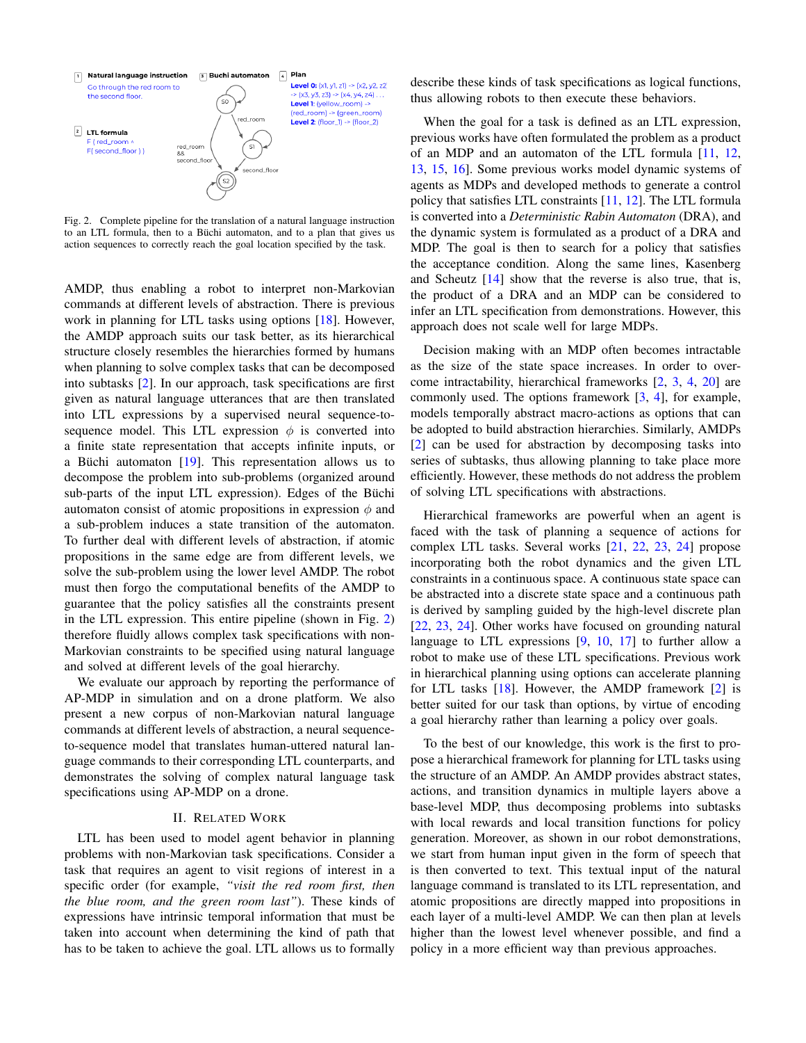Fig. 2. Complete pipeline for the translation of a natural language instruction to an LTL formula, then to a Büchi automaton, and to a plan that gives us action sequences to correctly reach the goal location specified by the task.

AMDP, thus enabling a robot to interpret non-Markovian commands at different levels of abstraction. There is previous work in planning for LTL tasks using options [18]. However, the AMDP approach suits our task better, as its hierarchical structure closely resembles the hierarchies formed by humans when planning to solve complex tasks that can be decomposed into subtasks [2]. In our approach, task specifications are first given as natural language utterances that are then translated into LTL expressions by a supervised neural sequence-to-sequence model. This LTL expression $\phi$ is converted into a finite state representation that accepts infinite inputs, or a Büchi automaton [19]. This representation allows us to decompose the problem into sub-problems (organized around sub-parts of the input LTL expression). Edges of the Büchi automaton consist of atomic propositions in expression $\phi$ and a sub-problem induces a state transition of the automaton. To further deal with different levels of abstraction, if atomic propositions in the same edge are from different levels, we solve the sub-problem using the lower level AMDP. The robot must then forgo the computational benefits of the AMDP to guarantee that the policy satisfies all the constraints present in the LTL expression. This entire pipeline (shown in Fig. 2) therefore fluidly allows complex task specifications with non-Markovian constraints to be specified using natural language and solved at different levels of the goal hierarchy.

We evaluate our approach by reporting the performance of AP-MDP in simulation and on a drone platform. We also present a new corpus of non-Markovian natural language commands at different levels of abstraction, a neural sequence-to-sequence model that translates human-uttered natural language commands to their corresponding LTL counterparts, and demonstrates the solving of complex natural language task specifications using AP-MDP on a drone.

## II. Related Work

LTL has been used to model agent behavior in planning problems with non-Markovian task specifications. Consider a task that requires an agent to visit regions of interest in a specific order (for example, *"visit the red room first, then the blue room, and the green room last"*). These kinds of expressions have intrinsic temporal information that must be taken into account when determining the kind of path that has to be taken to achieve the goal. LTL allows us to formally describe these kinds of task specifications as logical functions, thus allowing robots to then execute these behaviors.

When the goal for a task is defined as an LTL expression, previous works have often formulated the problem as a product of an MDP and an automaton of the LTL formula [11, 12, 13, 15, 16]. Some previous works model dynamic systems of agents as MDPs and developed methods to generate a control policy that satisfies LTL constraints [11, 12]. The LTL formula is converted into a *Deterministic Rabin Automaton* (DRA), and the dynamic system is formulated as a product of a DRA and MDP. The goal is then to search for a policy that satisfies the acceptance condition. Along the same lines, Kasenberg and Scheutz [14] show that the reverse is also true, that is, the product of a DRA and an MDP can be considered to infer an LTL specification from demonstrations. However, this approach does not scale well for large MDPs.

Decision making with an MDP often becomes intractable as the size of the state space increases. In order to overcome intractability, hierarchical frameworks [2, 3, 4, 20] are commonly used. The options framework [3, 4], for example, models temporally abstract macro-actions as options that can be adopted to build abstraction hierarchies. Similarly, AMDPs [2] can be used for abstraction by decomposing tasks into series of subtasks, thus allowing planning to take place more efficiently. However, these methods do not address the problem of solving LTL specifications with abstractions.

Hierarchical frameworks are powerful when an agent is faced with the task of planning a sequence of actions for complex LTL tasks. Several works [21, 22, 23, 24] propose incorporating both the robot dynamics and the given LTL constraints in a continuous space. A continuous state space can be abstracted into a discrete state space and a continuous path is derived by sampling guided by the high-level discrete plan [22, 23, 24]. Other works have focused on grounding natural language to LTL expressions [9, 10, 17] to further allow a robot to make use of these LTL specifications. Previous work in hierarchical planning using options can accelerate planning for LTL tasks [18]. However, the AMDP framework [2] is better suited for our task than options, by virtue of encoding a goal hierarchy rather than learning a policy over goals.

To the best of our knowledge, this work is the first to propose a hierarchical framework for planning for LTL tasks using the structure of an AMDP. An AMDP provides abstract states, actions, and transition dynamics in multiple layers above a base-level MDP, thus decomposing problems into subtasks with local rewards and local transition functions for policy generation. Moreover, as shown in our robot demonstrations, we start from human input given in the form of speech that is then converted to text. This textual input of the natural language command is translated to its LTL representation, and atomic propositions are directly mapped into propositions in each layer of a multi-level AMDP. We can then plan at levels higher than the lowest level whenever possible, and find a policy in a more efficient way than previous approaches.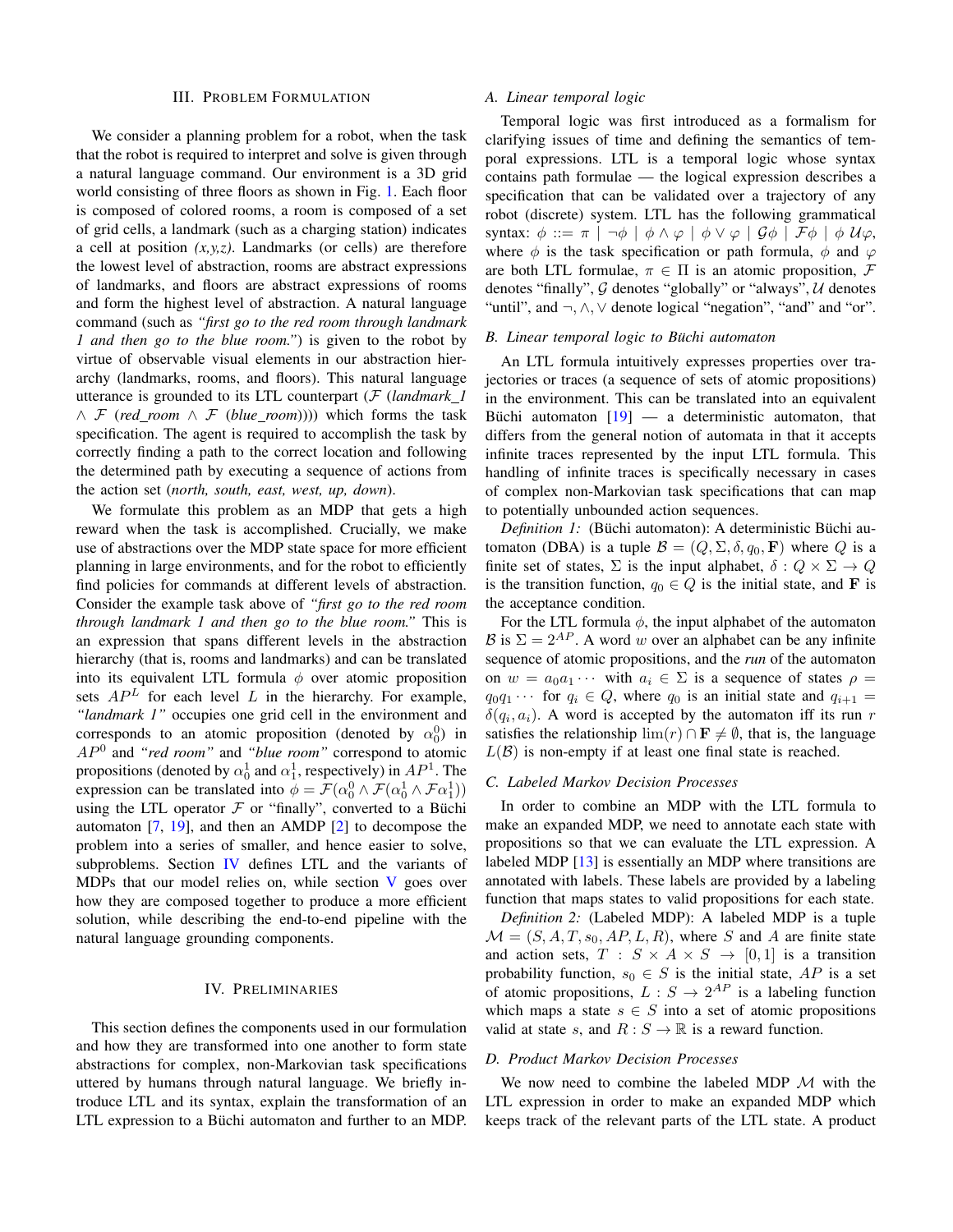## III. Problem Formulation

We consider a planning problem for a robot, when the task that the robot is required to interpret and solve is given through a natural language command. Our environment is a 3D grid world consisting of three floors as shown in Fig. 1. Each floor is composed of colored rooms, a room is composed of a set of grid cells, a landmark (such as a charging station) indicates a cell at position *(x,y,z)*. Landmarks (or cells) are therefore the lowest level of abstraction, rooms are abstract expressions of landmarks, and floors are abstract expressions of rooms and form the highest level of abstraction. A natural language command (such as *"first go to the red room through landmark 1 and then go to the blue room."*) is given to the robot by virtue of observable visual elements in our abstraction hierarchy (landmarks, rooms, and floors). This natural language utterance is grounded to its LTL counterpart ($\mathcal{F}$ (*landmark_1* $\wedge$ $\mathcal{F}$ (*red_room* $\wedge$ $\mathcal{F}$ (*blue_room*)))) which forms the task specification. The agent is required to accomplish the task by correctly finding a path to the correct location and following the determined path by executing a sequence of actions from the action set (*north, south, east, west, up, down*).

We formulate this problem as an MDP that gets a high reward when the task is accomplished. Crucially, we make use of abstractions over the MDP state space for more efficient planning in large environments, and for the robot to efficiently find policies for commands at different levels of abstraction. Consider the example task above of *"first go to the red room through landmark 1 and then go to the blue room."* This is an expression that spans different levels in the abstraction hierarchy (that is, rooms and landmarks) and can be translated into its equivalent LTL formula $\phi$ over atomic proposition sets $AP^L$ for each level $L$ in the hierarchy. For example, *"landmark 1"* occupies one grid cell in the environment and corresponds to an atomic proposition (denoted by $\alpha_0^0$) in $AP^0$ and *"red room"* and *"blue room"* correspond to atomic propositions (denoted by $\alpha_0^1$ and $\alpha_1^1$, respectively) in $AP^1$. The expression can be translated into $\phi = \mathcal{F}(\alpha_0^0 \wedge \mathcal{F}(\alpha_0^1 \wedge \mathcal{F}\alpha_1^1))$ using the LTL operator $\mathcal{F}$ or "finally", converted to a Büchi automaton [7, 19], and then an AMDP [2] to decompose the problem into a series of smaller, and hence easier to solve, subproblems. Section IV defines LTL and the variants of MDPs that our model relies on, while section V goes over how they are composed together to produce a more efficient solution, while describing the end-to-end pipeline with the natural language grounding components.

## IV. Preliminaries

This section defines the components used in our formulation and how they are transformed into one another to form state abstractions for complex, non-Markovian task specifications uttered by humans through natural language. We briefly introduce LTL and its syntax, explain the transformation of an LTL expression to a Büchi automaton and further to an MDP.

### A. Linear temporal logic

Temporal logic was first introduced as a formalism for clarifying issues of time and defining the semantics of temporal expressions. LTL is a temporal logic whose syntax contains path formulae — the logical expression describes a specification that can be validated over a trajectory of any robot (discrete) system. LTL has the following grammatical syntax: $\phi ::= \pi \mid \neg\phi \mid \phi \wedge \varphi \mid \phi \vee \varphi \mid \mathcal{G}\phi \mid \mathcal{F}\phi \mid \phi\, \mathcal{U} \varphi$, where $\phi$ is the task specification or path formula, $\phi$ and $\varphi$ are both LTL formulae, $\pi \in \Pi$ is an atomic proposition, $\mathcal{F}$ denotes "finally", $\mathcal{G}$ denotes "globally" or "always", $\mathcal{U}$ denotes "until", and $\neg, \wedge, \vee$ denote logical "negation", "and" and "or".

### B. Linear temporal logic to Büchi automaton

An LTL formula intuitively expresses properties over trajectories or traces (a sequence of sets of atomic propositions) in the environment. This can be translated into an equivalent Büchi automaton [19] — a deterministic automaton, that differs from the general notion of automata in that it accepts infinite traces represented by the input LTL formula. This handling of infinite traces is specifically necessary in cases of complex non-Markovian task specifications that can map to potentially unbounded action sequences.

*Definition 1:* (Büchi automaton): A deterministic Büchi automaton (DBA) is a tuple $\mathcal{B} = (Q, \Sigma, \delta, q_0, \mathbf{F})$ where $Q$ is a finite set of states, $\Sigma$ is the input alphabet, $\delta : Q \times \Sigma \rightarrow Q$ is the transition function, $q_0 \in Q$ is the initial state, and $\mathbf{F}$ is the acceptance condition.

For the LTL formula $\phi$, the input alphabet of the automaton $\mathcal{B}$ is $\Sigma = 2^{AP}$. A word $w$ over an alphabet can be any infinite sequence of atomic propositions, and the *run* of the automaton on $w = a_0 a_1 \cdots$ with $a_i \in \Sigma$ is a sequence of states $\rho = q_0 q_1 \cdots$ for $q_i \in Q$, where $q_0$ is an initial state and $q_{i+1} = \delta(q_i, a_i)$. A word is accepted by the automaton iff its run $r$ satisfies the relationship $\lim(r) \cap \mathbf{F} \neq \emptyset$, that is, the language $L(\mathcal{B})$ is non-empty if at least one final state is reached.

### C. Labeled Markov Decision Processes

In order to combine an MDP with the LTL formula to make an expanded MDP, we need to annotate each state with propositions so that we can evaluate the LTL expression. A labeled MDP [13] is essentially an MDP where transitions are annotated with labels. These labels are provided by a labeling function that maps states to valid propositions for each state.

*Definition 2:* (Labeled MDP): A labeled MDP is a tuple $\mathcal{M} = (S, A, T, s_0, AP, L, R)$, where $S$ and $A$ are finite state and action sets, $T : S \times A \times S \rightarrow [0, 1]$ is a transition probability function, $s_0 \in S$ is the initial state, $AP$ is a set of atomic propositions, $L : S \rightarrow 2^{AP}$ is a labeling function which maps a state $s \in S$ into a set of atomic propositions valid at state $s$, and $R : S \rightarrow \mathbb{R}$ is a reward function.

### D. Product Markov Decision Processes

We now need to combine the labeled MDP $\mathcal{M}$ with the LTL expression in order to make an expanded MDP which keeps track of the relevant parts of the LTL state. A product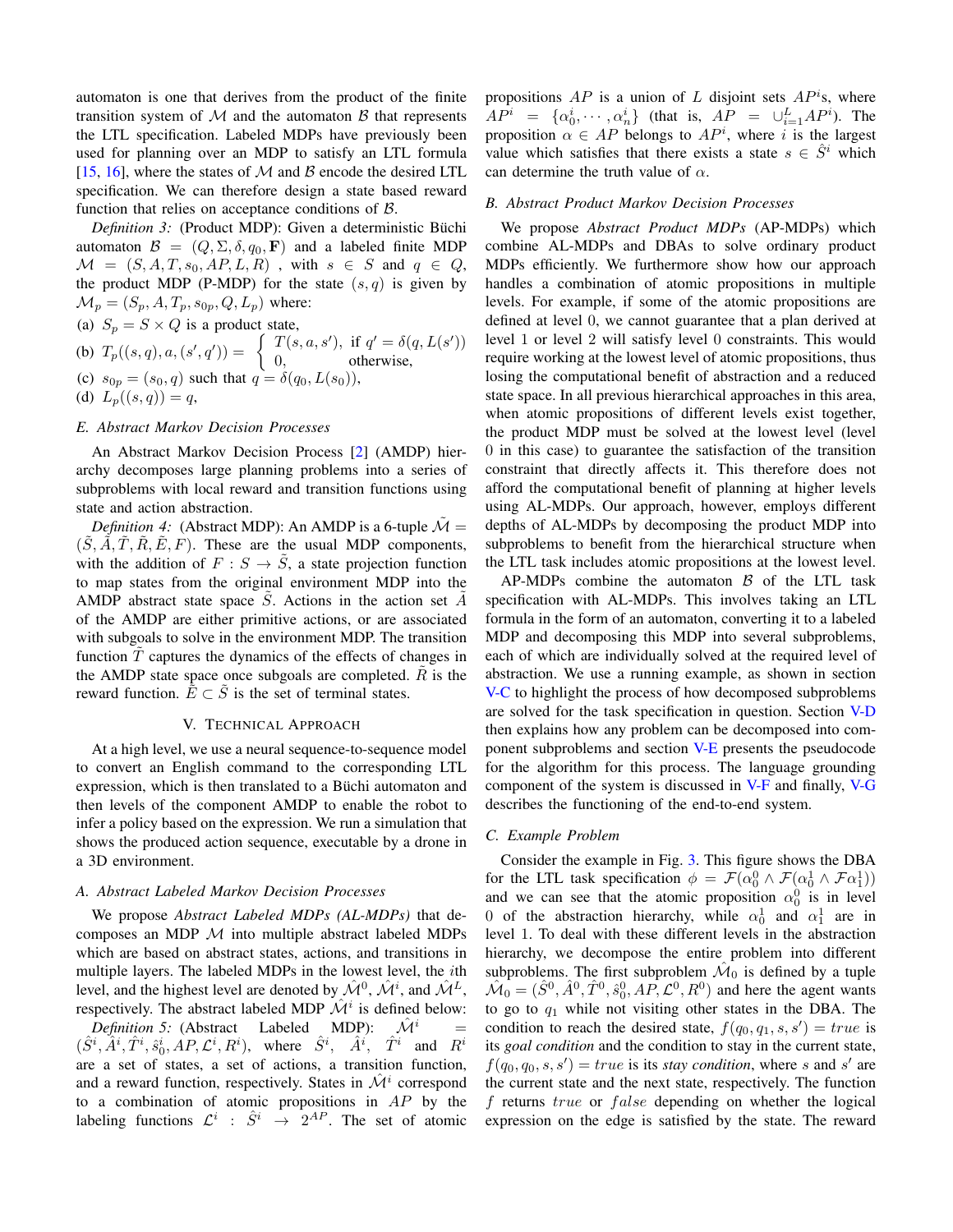automaton is one that derives from the product of the finite transition system of $\mathcal{M}$ and the automaton $\mathcal{B}$ that represents the LTL specification. Labeled MDPs have previously been used for planning over an MDP to satisfy an LTL formula [15, 16], where the states of $\mathcal{M}$ and $\mathcal{B}$ encode the desired LTL specification. We can therefore design a state based reward function that relies on acceptance conditions of $\mathcal{B}$.

*Definition 3:* (Product MDP): Given a deterministic Büchi automaton $\mathcal{B} = (Q, \Sigma, \delta, q_0, \mathbf{F})$ and a labeled finite MDP $\mathcal{M} = (S, A, T, s_0, AP, L, R)$ , with $s \in S$ and $q \in Q$, the product MDP (P-MDP) for the state $(s, q)$ is given by $\mathcal{M}_p = (S_p, A, T_p, s_{0p}, Q, L_p)$ where:

(a) $S_p = S \times Q$ is a product state,

(b) $T_p((s,q), a, (s', q')) = \begin{cases} T(s, a, s'), & \text{if } q' = \delta(q, L(s')) \\ 0, & \text{otherwise,} \end{cases}$

(c) $s_{0p} = (s_0, q)$ such that $q = \delta(q_0, L(s_0))$,

(d) $L_p((s, q)) = q$,

### E. Abstract Markov Decision Processes

An Abstract Markov Decision Process [2] (AMDP) hierarchy decomposes large planning problems into a series of subproblems with local reward and transition functions using state and action abstraction.

*Definition 4:* (Abstract MDP): An AMDP is a 6-tuple $\tilde{\mathcal{M}} = (\tilde{S}, \tilde{A}, \tilde{T}, \tilde{R}, \tilde{E}, F)$. These are the usual MDP components, with the addition of $F : S \to \tilde{S}$, a state projection function to map states from the original environment MDP into the AMDP abstract state space $\tilde{S}$. Actions in the action set $\tilde{A}$ of the AMDP are either primitive actions, or are associated with subgoals to solve in the environment MDP. The transition function $\tilde{T}$ captures the dynamics of the effects of changes in the AMDP state space once subgoals are completed. $\tilde{R}$ is the reward function. $\tilde{E} \subset \tilde{S}$ is the set of terminal states.

## V. Technical Approach

At a high level, we use a neural sequence-to-sequence model to convert an English command to the corresponding LTL expression, which is then translated to a Büchi automaton and then levels of the component AMDP to enable the robot to infer a policy based on the expression. We run a simulation that shows the produced action sequence, executable by a drone in a 3D environment.

### A. Abstract Labeled Markov Decision Processes

We propose *Abstract Labeled MDPs (AL-MDPs)* that decomposes an MDP $\mathcal{M}$ into multiple abstract labeled MDPs which are based on abstract states, actions, and transitions in multiple layers. The labeled MDPs in the lowest level, the $i$th level, and the highest level are denoted by $\hat{\mathcal{M}}^0$, $\hat{\mathcal{M}}^i$, and $\hat{\mathcal{M}}^L$, respectively. The abstract labeled MDP $\hat{\mathcal{M}}^i$ is defined below:

*Definition 5:* (Abstract Labeled MDP): $\hat{\mathcal{M}}^i = (\hat{S}^i, \hat{A}^i, \hat{T}^i, \hat{s}^i_0, AP, \mathcal{L}^i, R^i)$, where $\hat{S}^i$, $\hat{A}^i$, $\hat{T}^i$ and $R^i$ are a set of states, a set of actions, a transition function, and a reward function, respectively. States in $\hat{\mathcal{M}}^i$ correspond to a combination of atomic propositions in $AP$ by the labeling functions $\mathcal{L}^i : \hat{S}^i \to 2^{AP}$. The set of atomic propositions $AP$ is a union of $L$ disjoint sets $AP^i$s, where $AP^i = \{\alpha^i_0, \cdots, \alpha^i_n\}$ (that is, $AP = \cup^L_{i=1} AP^i$). The proposition $\alpha \in AP$ belongs to $AP^i$, where $i$ is the largest value which satisfies that there exists a state $s \in \hat{S}^i$ which can determine the truth value of $\alpha$.

### B. Abstract Product Markov Decision Processes

We propose *Abstract Product MDPs* (AP-MDPs) which combine AL-MDPs and DBAs to solve ordinary product MDPs efficiently. We furthermore show how our approach handles a combination of atomic propositions in multiple levels. For example, if some of the atomic propositions are defined at level 0, we cannot guarantee that a plan derived at level 1 or level 2 will satisfy level 0 constraints. This would require working at the lowest level of atomic propositions, thus losing the computational benefit of abstraction and a reduced state space. In all previous hierarchical approaches in this area, when atomic propositions of different levels exist together, the product MDP must be solved at the lowest level (level 0 in this case) to guarantee the satisfaction of the transition constraint that directly affects it. This therefore does not afford the computational benefit of planning at higher levels using AL-MDPs. Our approach, however, employs different depths of AL-MDPs by decomposing the product MDP into subproblems to benefit from the hierarchical structure when the LTL task includes atomic propositions at the lowest level.

AP-MDPs combine the automaton $\mathcal{B}$ of the LTL task specification with AL-MDPs. This involves taking an LTL formula in the form of an automaton, converting it to a labeled MDP and decomposing this MDP into several subproblems, each of which are individually solved at the required level of abstraction. We use a running example, as shown in section V-C to highlight the process of how decomposed subproblems are solved for the task specification in question. Section V-D then explains how any problem can be decomposed into component subproblems and section V-E presents the pseudocode for the algorithm for this process. The language grounding component of the system is discussed in V-F and finally, V-G describes the functioning of the end-to-end system.

### C. Example Problem

Consider the example in Fig. 3. This figure shows the DBA for the LTL task specification $\phi = \mathcal{F}(\alpha^0_0 \wedge \mathcal{F}(\alpha^1_0 \wedge \mathcal{F}\alpha^1_1))$ and we can see that the atomic proposition $\alpha^0_0$ is in level 0 of the abstraction hierarchy, while $\alpha^1_0$ and $\alpha^1_1$ are in level 1. To deal with these different levels in the abstraction hierarchy, we decompose the entire problem into different subproblems. The first subproblem $\hat{\mathcal{M}}_0$ is defined by a tuple $\hat{\mathcal{M}}_0 = (\hat{S}^0, \hat{A}^0, \hat{T}^0, \hat{s}^0_0, AP, \mathcal{L}^0, R^0)$ and here the agent wants to go to $q_1$ while not visiting other states in the DBA. The condition to reach the desired state, $f(q_0, q_1, s, s') = true$ is its *goal condition* and the condition to stay in the current state, $f(q_0, q_0, s, s') = true$ is its *stay condition*, where $s$ and $s'$ are the current state and the next state, respectively. The function $f$ returns $true$ or $false$ depending on whether the logical expression on the edge is satisfied by the state. The reward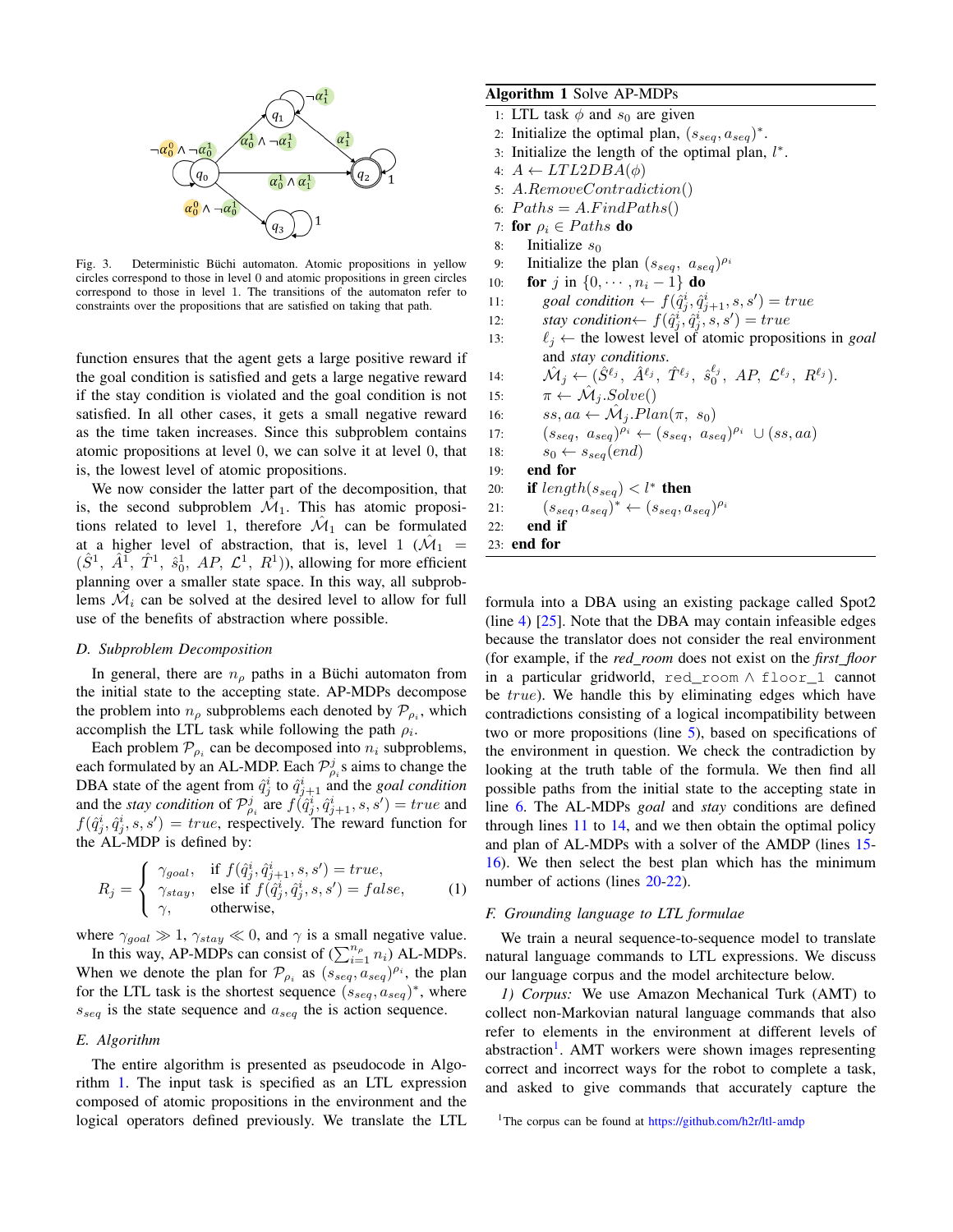Fig. 3. Deterministic Büchi automaton. Atomic propositions in yellow circles correspond to those in level 0 and atomic propositions in green circles correspond to those in level 1. The transitions of the automaton refer to constraints over the propositions that are satisfied on taking that path.

function ensures that the agent gets a large positive reward if the goal condition is satisfied and gets a large negative reward if the stay condition is violated and the goal condition is not satisfied. In all other cases, it gets a small negative reward as the time taken increases. Since this subproblem contains atomic propositions at level 0, we can solve it at level 0, that is, the lowest level of atomic propositions.

We now consider the latter part of the decomposition, that is, the second subproblem $\hat{\mathcal{M}}_1$. This has atomic propositions related to level 1, therefore $\hat{\mathcal{M}}_1$ can be formulated at a higher level of abstraction, that is, level 1 ($\hat{\mathcal{M}}_1 = (\hat{S}^1,\ \hat{A}^1,\ \hat{T}^1,\ \hat{s}_0^1,\ AP,\ \mathcal{L}^1,\ R^1)$), allowing for more efficient planning over a smaller state space. In this way, all subproblems $\hat{\mathcal{M}}_i$ can be solved at the desired level to allow for full use of the benefits of abstraction where possible.

### D. Subproblem Decomposition

In general, there are $n_\rho$ paths in a Büchi automaton from the initial state to the accepting state. AP-MDPs decompose the problem into $n_\rho$ subproblems each denoted by $\mathcal{P}_{\rho_i}$, which accomplish the LTL task while following the path $\rho_i$.

Each problem $\mathcal{P}_{\rho_i}$ can be decomposed into $n_i$ subproblems, each formulated by an AL-MDP. Each $\mathcal{P}^j_{\rho_i}$s aims to change the DBA state of the agent from $\hat{q}^i_j$ to $\hat{q}^i_{j+1}$ and the *goal condition* and the *stay condition* of $\mathcal{P}^j_{\rho_i}$ are $f(\hat{q}^i_j, \hat{q}^i_{j+1}, s, s') = true$ and $f(\hat{q}^i_j, \hat{q}^i_j, s, s') = true$, respectively. The reward function for the AL-MDP is defined by:

$$R_j = \begin{cases} \gamma_{goal}, & \text{if } f(\hat{q}^i_j, \hat{q}^i_{j+1}, s, s') = true, \\ \gamma_{stay}, & \text{else if } f(\hat{q}^i_j, \hat{q}^i_j, s, s') = false, \\ \gamma, & \text{otherwise,} \end{cases} \tag{1}$$

where $\gamma_{goal} \gg 1$, $\gamma_{stay} \ll 0$, and $\gamma$ is a small negative value.

In this way, AP-MDPs can consist of $(\sum_{i=1}^{n_\rho} n_i)$ AL-MDPs. When we denote the plan for $\mathcal{P}_{\rho_i}$ as $(s_{seq}, a_{seq})^{\rho_i}$, the plan for the LTL task is the shortest sequence $(s_{seq}, a_{seq})^*$, where $s_{seq}$ is the state sequence and $a_{seq}$ the is action sequence.

### E. Algorithm

The entire algorithm is presented as pseudocode in Algorithm 1. The input task is specified as an LTL expression composed of atomic propositions in the environment and the logical operators defined previously. We translate the LTL formula into a DBA using an existing package called Spot2 (line 4) [25]. Note that the DBA may contain infeasible edges because the translator does not consider the real environment (for example, if the *red_room* does not exist on the *first_floor* in a particular gridworld, `red_room ∧ floor_1` cannot be *true*). We handle this by eliminating edges which have contradictions consisting of a logical incompatibility between two or more propositions (line 5), based on specifications of the environment in question. We check the contradiction by looking at the truth table of the formula. We then find all possible paths from the initial state to the accepting state in line 6. The AL-MDPs *goal* and *stay* conditions are defined through lines 11 to 14, and we then obtain the optimal policy and plan of AL-MDPs with a solver of the AMDP (lines 15-16). We then select the best plan which has the minimum number of actions (lines 20-22).

**Algorithm 1** Solve AP-MDPs

```
1: LTL task φ and s_0 are given
2: Initialize the optimal plan, (s_seq, a_seq)*.
3: Initialize the length of the optimal plan, l*.
4: A ← LTL2DBA(φ)
5: A.RemoveContradiction()
6: Paths = A.FindPaths()
7: for ρ_i ∈ Paths do
8:     Initialize s_0
9:     Initialize the plan (s_seq, a_seq)^ρ_i
10:    for j in {0, ..., n_i − 1} do
11:        goal condition ← f(q̂^i_j, q̂^i_{j+1}, s, s') = true
12:        stay condition ← f(q̂^i_j, q̂^i_j, s, s') = true
13:        ℓ_j ← the lowest level of atomic propositions in goal
               and stay conditions.
14:        M̂_j ← (Ŝ^ℓj, Â^ℓj, T̂^ℓj, ŝ_0^ℓj, AP, L^ℓj, R^ℓj).
15:        π ← M̂_j.Solve()
16:        ss, aa ← M̂_j.Plan(π, s_0)
17:        (s_seq, a_seq)^ρ_i ← (s_seq, a_seq)^ρ_i ∪ (ss, aa)
18:        s_0 ← s_seq(end)
19:    end for
20:    if length(s_seq) < l* then
21:        (s_seq, a_seq)* ← (s_seq, a_seq)^ρ_i
22:    end if
23: end for
```

### F. Grounding language to LTL formulae

We train a neural sequence-to-sequence model to translate natural language commands to LTL expressions. We discuss our language corpus and the model architecture below.

*1) Corpus:* We use Amazon Mechanical Turk (AMT) to collect non-Markovian natural language commands that also refer to elements in the environment at different levels of abstraction[1]. AMT workers were shown images representing correct and incorrect ways for the robot to complete a task, and asked to give commands that accurately capture the

[1]The corpus can be found at https://github.com/h2r/ltl-amdp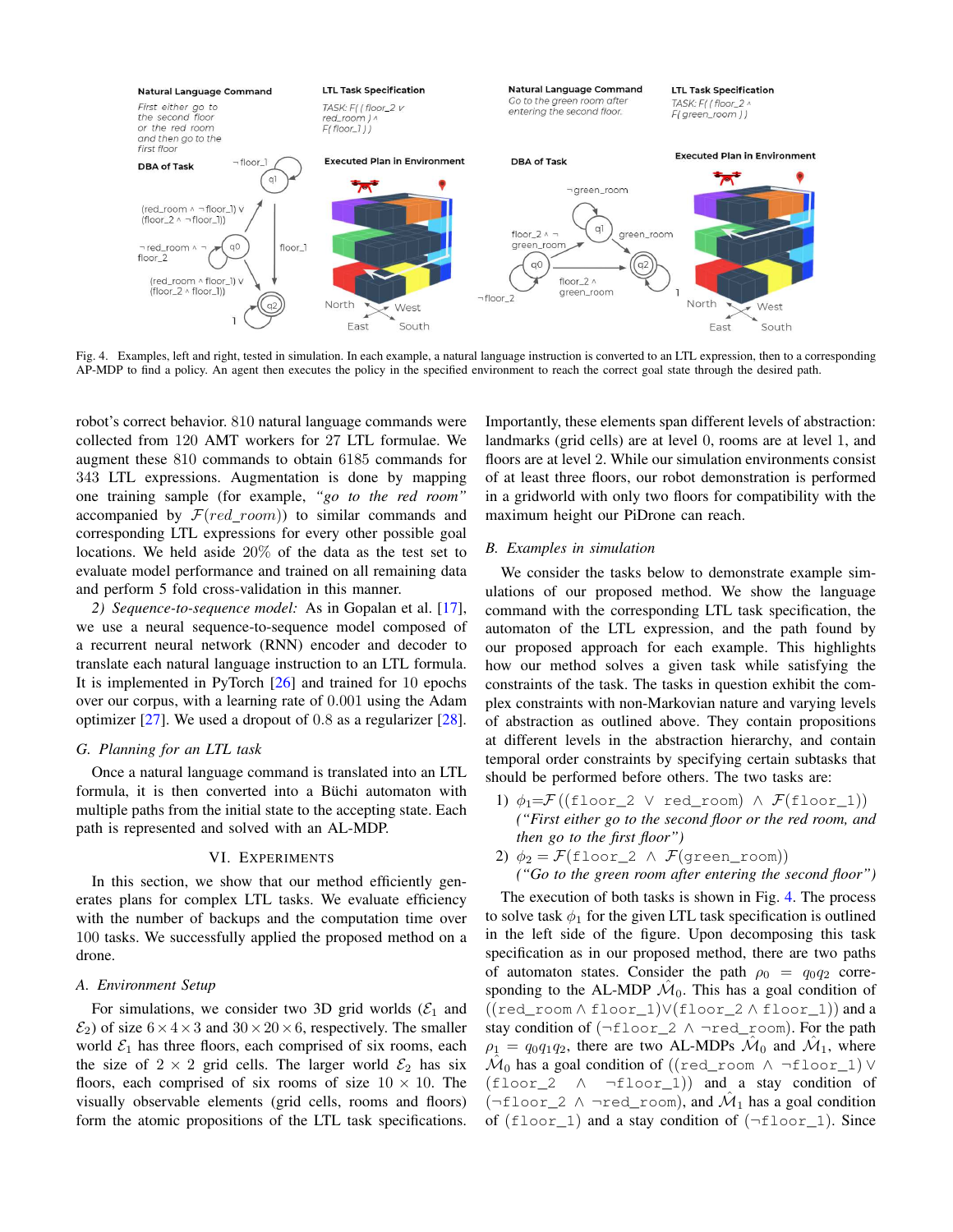Fig. 4. Examples, left and right, tested in simulation. In each example, a natural language instruction is converted to an LTL expression, then to a corresponding AP-MDP to find a policy. An agent then executes the policy in the specified environment to reach the correct goal state through the desired path.

robot's correct behavior. 810 natural language commands were collected from 120 AMT workers for 27 LTL formulae. We augment these 810 commands to obtain 6185 commands for 343 LTL expressions. Augmentation is done by mapping one training sample (for example, *"go to the red room"* accompanied by $\mathcal{F}(red\_room)$) to similar commands and corresponding LTL expressions for every other possible goal locations. We held aside 20% of the data as the test set to evaluate model performance and trained on all remaining data and perform 5 fold cross-validation in this manner.

*2) Sequence-to-sequence model:* As in Gopalan et al. [17], we use a neural sequence-to-sequence model composed of a recurrent neural network (RNN) encoder and decoder to translate each natural language instruction to an LTL formula. It is implemented in PyTorch [26] and trained for 10 epochs over our corpus, with a learning rate of 0.001 using the Adam optimizer [27]. We used a dropout of 0.8 as a regularizer [28].

### G. Planning for an LTL task

Once a natural language command is translated into an LTL formula, it is then converted into a Büchi automaton with multiple paths from the initial state to the accepting state. Each path is represented and solved with an AL-MDP.

## VI. Experiments

In this section, we show that our method efficiently generates plans for complex LTL tasks. We evaluate efficiency with the number of backups and the computation time over 100 tasks. We successfully applied the proposed method on a drone.

### A. Environment Setup

For simulations, we consider two 3D grid worlds ($\mathcal{E}_1$ and $\mathcal{E}_2$) of size $6 \times 4 \times 3$ and $30 \times 20 \times 6$, respectively. The smaller world $\mathcal{E}_1$ has three floors, each comprised of six rooms, each the size of $2 \times 2$ grid cells. The larger world $\mathcal{E}_2$ has six floors, each comprised of six rooms of size $10 \times 10$. The visually observable elements (grid cells, rooms and floors) form the atomic propositions of the LTL task specifications. Importantly, these elements span different levels of abstraction: landmarks (grid cells) are at level 0, rooms are at level 1, and floors are at level 2. While our simulation environments consist of at least three floors, our robot demonstration is performed in a gridworld with only two floors for compatibility with the maximum height our PiDrone can reach.

### B. Examples in simulation

We consider the tasks below to demonstrate example simulations of our proposed method. We show the language command with the corresponding LTL task specification, the automaton of the LTL expression, and the path found by our proposed approach for each example. This highlights how our method solves a given task while satisfying the constraints of the task. The tasks in question exhibit the complex constraints with non-Markovian nature and varying levels of abstraction as outlined above. They contain propositions at different levels in the abstraction hierarchy, and contain temporal order constraints by specifying certain subtasks that should be performed before others. The two tasks are:

1) $\phi_1 = \mathcal{F}((\texttt{floor\_2} \vee \texttt{red\_room}) \wedge \mathcal{F}(\texttt{floor\_1}))$
   *("First either go to the second floor or the red room, and then go to the first floor")*
2) $\phi_2 = \mathcal{F}(\texttt{floor\_2} \wedge \mathcal{F}(\texttt{green\_room}))$
   *("Go to the green room after entering the second floor")*

The execution of both tasks is shown in Fig. 4. The process to solve task $\phi_1$ for the given LTL task specification is outlined in the left side of the figure. Upon decomposing this task specification as in our proposed method, there are two paths of automaton states. Consider the path $\rho_0 = q_0 q_2$ corresponding to the AL-MDP $\hat{\mathcal{M}}_0$. This has a goal condition of $((\texttt{red\_room} \wedge \texttt{floor\_1}) \vee (\texttt{floor\_2} \wedge \texttt{floor\_1}))$ and a stay condition of $(\neg\texttt{floor\_2} \wedge \neg\texttt{red\_room})$. For the path $\rho_1 = q_0 q_1 q_2$, there are two AL-MDPs $\hat{\mathcal{M}}_0$ and $\hat{\mathcal{M}}_1$, where $\hat{\mathcal{M}}_0$ has a goal condition of $((\texttt{red\_room} \wedge \neg\texttt{floor\_1}) \vee (\texttt{floor\_2} \wedge \neg\texttt{floor\_1}))$ and a stay condition of $(\neg\texttt{floor\_2} \wedge \neg\texttt{red\_room})$, and $\hat{\mathcal{M}}_1$ has a goal condition of $(\texttt{floor\_1})$ and a stay condition of $(\neg\texttt{floor\_1})$. Since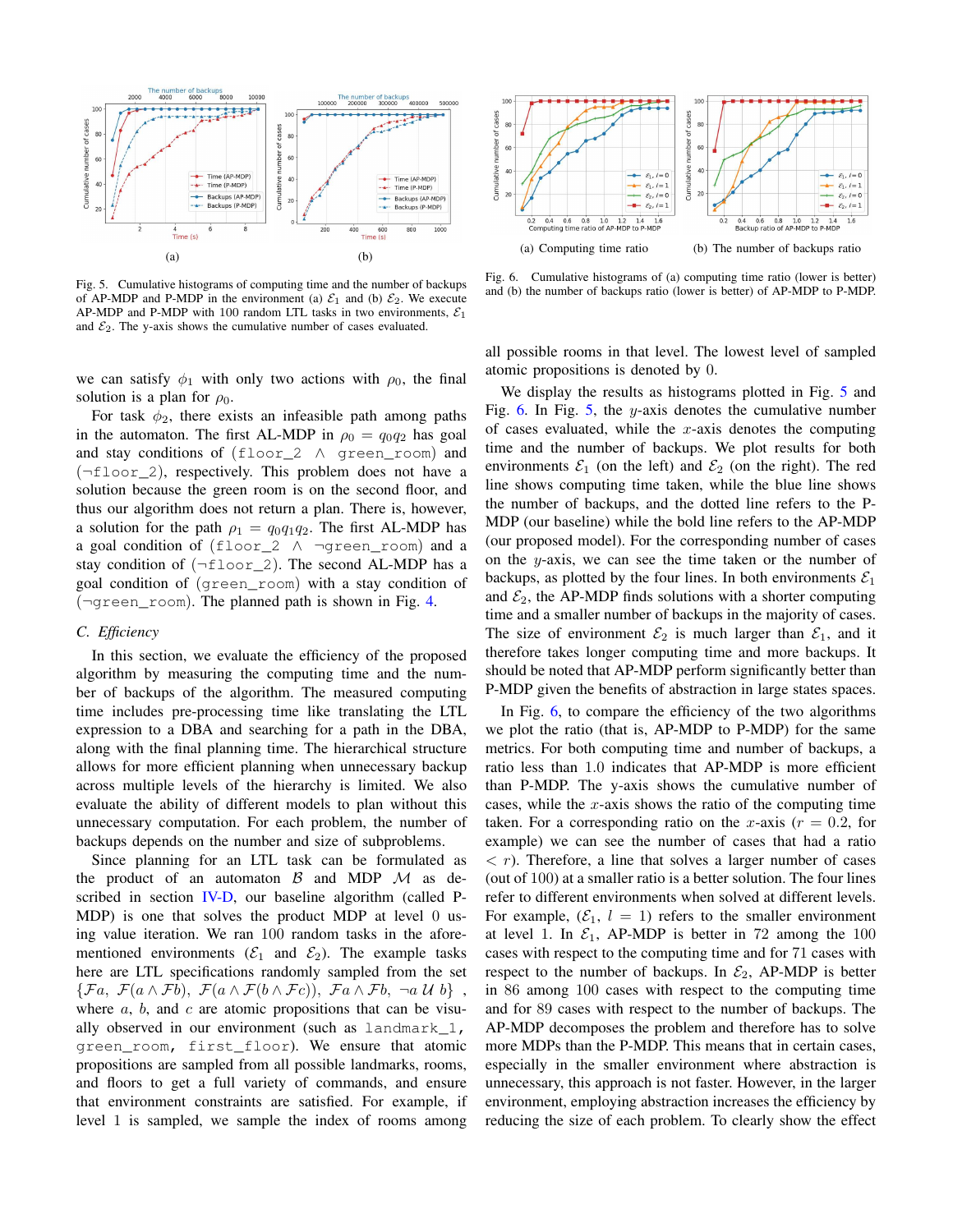Fig. 5. Cumulative histograms of computing time and the number of backups of AP-MDP and P-MDP in the environment (a) $\mathcal{E}_1$ and (b) $\mathcal{E}_2$. We execute AP-MDP and P-MDP with 100 random LTL tasks in two environments, $\mathcal{E}_1$ and $\mathcal{E}_2$. The y-axis shows the cumulative number of cases evaluated.

Fig. 6. Cumulative histograms of (a) computing time ratio (lower is better) and (b) the number of backups ratio (lower is better) of AP-MDP to P-MDP.

we can satisfy $\phi_1$ with only two actions with $\rho_0$, the final solution is a plan for $\rho_0$.

For task $\phi_2$, there exists an infeasible path among paths in the automaton. The first AL-MDP in $\rho_0 = q_0 q_2$ has goal and stay conditions of (floor_2 $\wedge$ green_room) and ($\neg$floor_2), respectively. This problem does not have a solution because the green room is on the second floor, and thus our algorithm does not return a plan. There is, however, a solution for the path $\rho_1 = q_0 q_1 q_2$. The first AL-MDP has a goal condition of (floor_2 $\wedge$ $\neg$green_room) and a stay condition of ($\neg$floor_2). The second AL-MDP has a goal condition of (green_room) with a stay condition of ($\neg$green_room). The planned path is shown in Fig. 4.

### C. Efficiency

In this section, we evaluate the efficiency of the proposed algorithm by measuring the computing time and the number of backups of the algorithm. The measured computing time includes pre-processing time like translating the LTL expression to a DBA and searching for a path in the DBA, along with the final planning time. The hierarchical structure allows for more efficient planning when unnecessary backup across multiple levels of the hierarchy is limited. We also evaluate the ability of different models to plan without this unnecessary computation. For each problem, the number of backups depends on the number and size of subproblems.

Since planning for an LTL task can be formulated as the product of an automaton $\mathcal{B}$ and MDP $\mathcal{M}$ as described in section IV-D, our baseline algorithm (called P-MDP) is one that solves the product MDP at level 0 using value iteration. We ran 100 random tasks in the aforementioned environments ($\mathcal{E}_1$ and $\mathcal{E}_2$). The example tasks here are LTL specifications randomly sampled from the set $\{\mathcal{F}a,\ \mathcal{F}(a \wedge \mathcal{F}b),\ \mathcal{F}(a \wedge \mathcal{F}(b \wedge \mathcal{F}c)),\ \mathcal{F}a \wedge \mathcal{F}b,\ \neg a\ \mathcal{U}\ b\}$ , where $a$, $b$, and $c$ are atomic propositions that can be visually observed in our environment (such as landmark_1, green_room, first_floor). We ensure that atomic propositions are sampled from all possible landmarks, rooms, and floors to get a full variety of commands, and ensure that environment constraints are satisfied. For example, if level 1 is sampled, we sample the index of rooms among all possible rooms in that level. The lowest level of sampled atomic propositions is denoted by 0.

We display the results as histograms plotted in Fig. 5 and Fig. 6. In Fig. 5, the $y$-axis denotes the cumulative number of cases evaluated, while the $x$-axis denotes the computing time and the number of backups. We plot results for both environments $\mathcal{E}_1$ (on the left) and $\mathcal{E}_2$ (on the right). The red line shows computing time taken, while the blue line shows the number of backups, and the dotted line refers to the P-MDP (our baseline) while the bold line refers to the AP-MDP (our proposed model). For the corresponding number of cases on the $y$-axis, we can see the time taken or the number of backups, as plotted by the four lines. In both environments $\mathcal{E}_1$ and $\mathcal{E}_2$, the AP-MDP finds solutions with a shorter computing time and a smaller number of backups in the majority of cases. The size of environment $\mathcal{E}_2$ is much larger than $\mathcal{E}_1$, and it therefore takes longer computing time and more backups. It should be noted that AP-MDP perform significantly better than P-MDP given the benefits of abstraction in large states spaces.

In Fig. 6, to compare the efficiency of the two algorithms we plot the ratio (that is, AP-MDP to P-MDP) for the same metrics. For both computing time and number of backups, a ratio less than 1.0 indicates that AP-MDP is more efficient than P-MDP. The y-axis shows the cumulative number of cases, while the $x$-axis shows the ratio of the computing time taken. For a corresponding ratio on the $x$-axis ($r = 0.2$, for example) we can see the number of cases that had a ratio $< r$). Therefore, a line that solves a larger number of cases (out of 100) at a smaller ratio is a better solution. The four lines refer to different environments when solved at different levels. For example, ($\mathcal{E}_1$, $l = 1$) refers to the smaller environment at level 1. In $\mathcal{E}_1$, AP-MDP is better in 72 among the 100 cases with respect to the computing time and for 71 cases with respect to the number of backups. In $\mathcal{E}_2$, AP-MDP is better in 86 among 100 cases with respect to the computing time and for 89 cases with respect to the number of backups. The AP-MDP decomposes the problem and therefore has to solve more MDPs than the P-MDP. This means that in certain cases, especially in the smaller environment where abstraction is unnecessary, this approach is not faster. However, in the larger environment, employing abstraction increases the efficiency by reducing the size of each problem. To clearly show the effect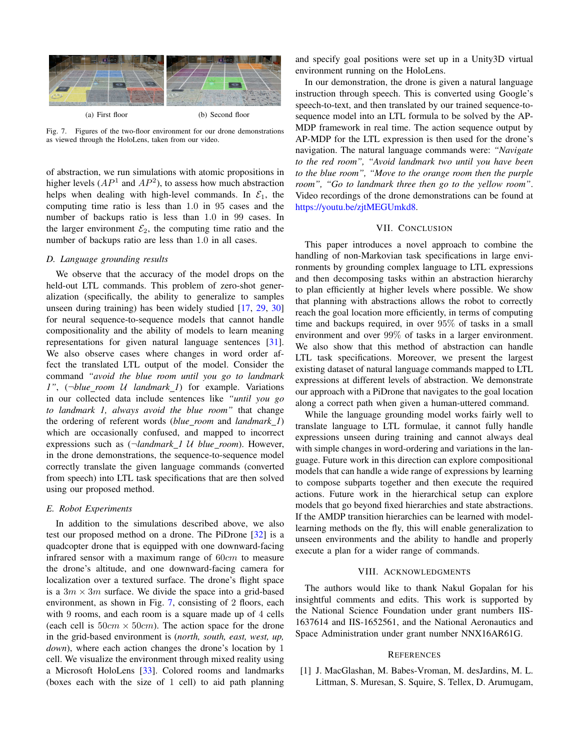(a) First floor (b) Second floor

Fig. 7. Figures of the two-floor environment for our drone demonstrations as viewed through the HoloLens, taken from our video.

of abstraction, we run simulations with atomic propositions in higher levels ($AP^1$ and $AP^2$), to assess how much abstraction helps when dealing with high-level commands. In $\mathcal{E}_1$, the computing time ratio is less than 1.0 in 95 cases and the number of backups ratio is less than 1.0 in 99 cases. In the larger environment $\mathcal{E}_2$, the computing time ratio and the number of backups ratio are less than 1.0 in all cases.

### D. Language grounding results

We observe that the accuracy of the model drops on the held-out LTL commands. This problem of zero-shot generalization (specifically, the ability to generalize to samples unseen during training) has been widely studied [17, 29, 30] for neural sequence-to-sequence models that cannot handle compositionality and the ability of models to learn meaning representations for given natural language sentences [31]. We also observe cases where changes in word order affect the translated LTL output of the model. Consider the command *"avoid the blue room until you go to landmark 1"*, ($\neg$*blue_room* $\mathcal{U}$ *landmark_1*) for example. Variations in our collected data include sentences like *"until you go to landmark 1, always avoid the blue room"* that change the ordering of referent words (*blue_room* and *landmark_1*) which are occasionally confused, and mapped to incorrect expressions such as ($\neg$*landmark_1* $\mathcal{U}$ *blue_room*). However, in the drone demonstrations, the sequence-to-sequence model correctly translate the given language commands (converted from speech) into LTL task specifications that are then solved using our proposed method.

### E. Robot Experiments

In addition to the simulations described above, we also test our proposed method on a drone. The PiDrone [32] is a quadcopter drone that is equipped with one downward-facing infrared sensor with a maximum range of $60cm$ to measure the drone's altitude, and one downward-facing camera for localization over a textured surface. The drone's flight space is a $3m \times 3m$ surface. We divide the space into a grid-based environment, as shown in Fig. 7, consisting of 2 floors, each with 9 rooms, and each room is a square made up of 4 cells (each cell is $50cm \times 50cm$). The action space for the drone in the grid-based environment is (*north, south, east, west, up, down*), where each action changes the drone's location by 1 cell. We visualize the environment through mixed reality using a Microsoft HoloLens [33]. Colored rooms and landmarks (boxes each with the size of 1 cell) to aid path planning and specify goal positions were set up in a Unity3D virtual environment running on the HoloLens.

In our demonstration, the drone is given a natural language instruction through speech. This is converted using Google's speech-to-text, and then translated by our trained sequence-to-sequence model into an LTL formula to be solved by the AP-MDP framework in real time. The action sequence output by AP-MDP for the LTL expression is then used for the drone's navigation. The natural language commands were: *"Navigate to the red room", "Avoid landmark two until you have been to the blue room", "Move to the orange room then the purple room", "Go to landmark three then go to the yellow room"*. Video recordings of the drone demonstrations can be found at https://youtu.be/zjtMEGUmkd8.

## VII. Conclusion

This paper introduces a novel approach to combine the handling of non-Markovian task specifications in large environments by grounding complex language to LTL expressions and then decomposing tasks within an abstraction hierarchy to plan efficiently at higher levels where possible. We show that planning with abstractions allows the robot to correctly reach the goal location more efficiently, in terms of computing time and backups required, in over 95% of tasks in a small environment and over 99% of tasks in a larger environment. We also show that this method of abstraction can handle LTL task specifications. Moreover, we present the largest existing dataset of natural language commands mapped to LTL expressions at different levels of abstraction. We demonstrate our approach with a PiDrone that navigates to the goal location along a correct path when given a human-uttered command.

While the language grounding model works fairly well to translate language to LTL formulae, it cannot fully handle expressions unseen during training and cannot always deal with simple changes in word-ordering and variations in the language. Future work in this direction can explore compositional models that can handle a wide range of expressions by learning to compose subparts together and then execute the required actions. Future work in the hierarchical setup can explore models that go beyond fixed hierarchies and state abstractions. If the AMDP transition hierarchies can be learned with model-learning methods on the fly, this will enable generalization to unseen environments and the ability to handle and properly execute a plan for a wider range of commands.

## VIII. Acknowledgments

The authors would like to thank Nakul Gopalan for his insightful comments and edits. This work is supported by the National Science Foundation under grant numbers IIS-1637614 and IIS-1652561, and the National Aeronautics and Space Administration under grant number NNX16AR61G.

## References

[1] J. MacGlashan, M. Babes-Vroman, M. desJardins, M. L. Littman, S. Muresan, S. Squire, S. Tellex, D. Arumugam,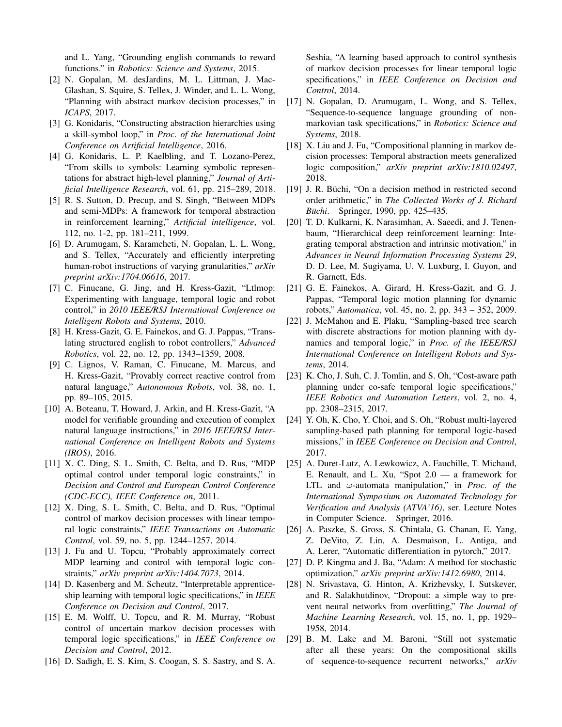and L. Yang, "Grounding english commands to reward functions." in *Robotics: Science and Systems*, 2015.

[2] N. Gopalan, M. desJardins, M. L. Littman, J. MacGlashan, S. Squire, S. Tellex, J. Winder, and L. L. Wong, "Planning with abstract markov decision processes," in *ICAPS*, 2017.

[3] G. Konidaris, "Constructing abstraction hierarchies using a skill-symbol loop," in *Proc. of the International Joint Conference on Artificial Intelligence*, 2016.

[4] G. Konidaris, L. P. Kaelbling, and T. Lozano-Perez, "From skills to symbols: Learning symbolic representations for abstract high-level planning," *Journal of Artificial Intelligence Research*, vol. 61, pp. 215–289, 2018.

[5] R. S. Sutton, D. Precup, and S. Singh, "Between MDPs and semi-MDPs: A framework for temporal abstraction in reinforcement learning," *Artificial intelligence*, vol. 112, no. 1-2, pp. 181–211, 1999.

[6] D. Arumugam, S. Karamcheti, N. Gopalan, L. L. Wong, and S. Tellex, "Accurately and efficiently interpreting human-robot instructions of varying granularities," *arXiv preprint arXiv:1704.06616*, 2017.

[7] C. Finucane, G. Jing, and H. Kress-Gazit, "Ltlmop: Experimenting with language, temporal logic and robot control," in *2010 IEEE/RSJ International Conference on Intelligent Robots and Systems*, 2010.

[8] H. Kress-Gazit, G. E. Fainekos, and G. J. Pappas, "Translating structured english to robot controllers," *Advanced Robotics*, vol. 22, no. 12, pp. 1343–1359, 2008.

[9] C. Lignos, V. Raman, C. Finucane, M. Marcus, and H. Kress-Gazit, "Provably correct reactive control from natural language," *Autonomous Robots*, vol. 38, no. 1, pp. 89–105, 2015.

[10] A. Boteanu, T. Howard, J. Arkin, and H. Kress-Gazit, "A model for verifiable grounding and execution of complex natural language instructions," in *2016 IEEE/RSJ International Conference on Intelligent Robots and Systems (IROS)*, 2016.

[11] X. C. Ding, S. L. Smith, C. Belta, and D. Rus, "MDP optimal control under temporal logic constraints," in *Decision and Control and European Control Conference (CDC-ECC), IEEE Conference on*, 2011.

[12] X. Ding, S. L. Smith, C. Belta, and D. Rus, "Optimal control of markov decision processes with linear temporal logic constraints," *IEEE Transactions on Automatic Control*, vol. 59, no. 5, pp. 1244–1257, 2014.

[13] J. Fu and U. Topcu, "Probably approximately correct MDP learning and control with temporal logic constraints," *arXiv preprint arXiv:1404.7073*, 2014.

[14] D. Kasenberg and M. Scheutz, "Interpretable apprenticeship learning with temporal logic specifications," in *IEEE Conference on Decision and Control*, 2017.

[15] E. M. Wolff, U. Topcu, and R. M. Murray, "Robust control of uncertain markov decision processes with temporal logic specifications," in *IEEE Conference on Decision and Control*, 2012.

[16] D. Sadigh, E. S. Kim, S. Coogan, S. S. Sastry, and S. A. Seshia, "A learning based approach to control synthesis of markov decision processes for linear temporal logic specifications," in *IEEE Conference on Decision and Control*, 2014.

[17] N. Gopalan, D. Arumugam, L. Wong, and S. Tellex, "Sequence-to-sequence language grounding of non-markovian task specifications," in *Robotics: Science and Systems*, 2018.

[18] X. Liu and J. Fu, "Compositional planning in markov decision processes: Temporal abstraction meets generalized logic composition," *arXiv preprint arXiv:1810.02497*, 2018.

[19] J. R. Büchi, "On a decision method in restricted second order arithmetic," in *The Collected Works of J. Richard Büchi*. Springer, 1990, pp. 425–435.

[20] T. D. Kulkarni, K. Narasimhan, A. Saeedi, and J. Tenenbaum, "Hierarchical deep reinforcement learning: Integrating temporal abstraction and intrinsic motivation," in *Advances in Neural Information Processing Systems 29*, D. D. Lee, M. Sugiyama, U. V. Luxburg, I. Guyon, and R. Garnett, Eds.

[21] G. E. Fainekos, A. Girard, H. Kress-Gazit, and G. J. Pappas, "Temporal logic motion planning for dynamic robots," *Automatica*, vol. 45, no. 2, pp. 343 – 352, 2009.

[22] J. McMahon and E. Plaku, "Sampling-based tree search with discrete abstractions for motion planning with dynamics and temporal logic," in *Proc. of the IEEE/RSJ International Conference on Intelligent Robots and Systems*, 2014.

[23] K. Cho, J. Suh, C. J. Tomlin, and S. Oh, "Cost-aware path planning under co-safe temporal logic specifications," *IEEE Robotics and Automation Letters*, vol. 2, no. 4, pp. 2308–2315, 2017.

[24] Y. Oh, K. Cho, Y. Choi, and S. Oh, "Robust multi-layered sampling-based path planning for temporal logic-based missions," in *IEEE Conference on Decision and Control*, 2017.

[25] A. Duret-Lutz, A. Lewkowicz, A. Fauchille, T. Michaud, E. Renault, and L. Xu, "Spot 2.0 — a framework for LTL and $\omega$-automata manipulation," in *Proc. of the International Symposium on Automated Technology for Verification and Analysis (ATVA'16)*, ser. Lecture Notes in Computer Science. Springer, 2016.

[26] A. Paszke, S. Gross, S. Chintala, G. Chanan, E. Yang, Z. DeVito, Z. Lin, A. Desmaison, L. Antiga, and A. Lerer, "Automatic differentiation in pytorch," 2017.

[27] D. P. Kingma and J. Ba, "Adam: A method for stochastic optimization," *arXiv preprint arXiv:1412.6980*, 2014.

[28] N. Srivastava, G. Hinton, A. Krizhevsky, I. Sutskever, and R. Salakhutdinov, "Dropout: a simple way to prevent neural networks from overfitting," *The Journal of Machine Learning Research*, vol. 15, no. 1, pp. 1929–1958, 2014.

[29] B. M. Lake and M. Baroni, "Still not systematic after all these years: On the compositional skills of sequence-to-sequence recurrent networks," *arXiv*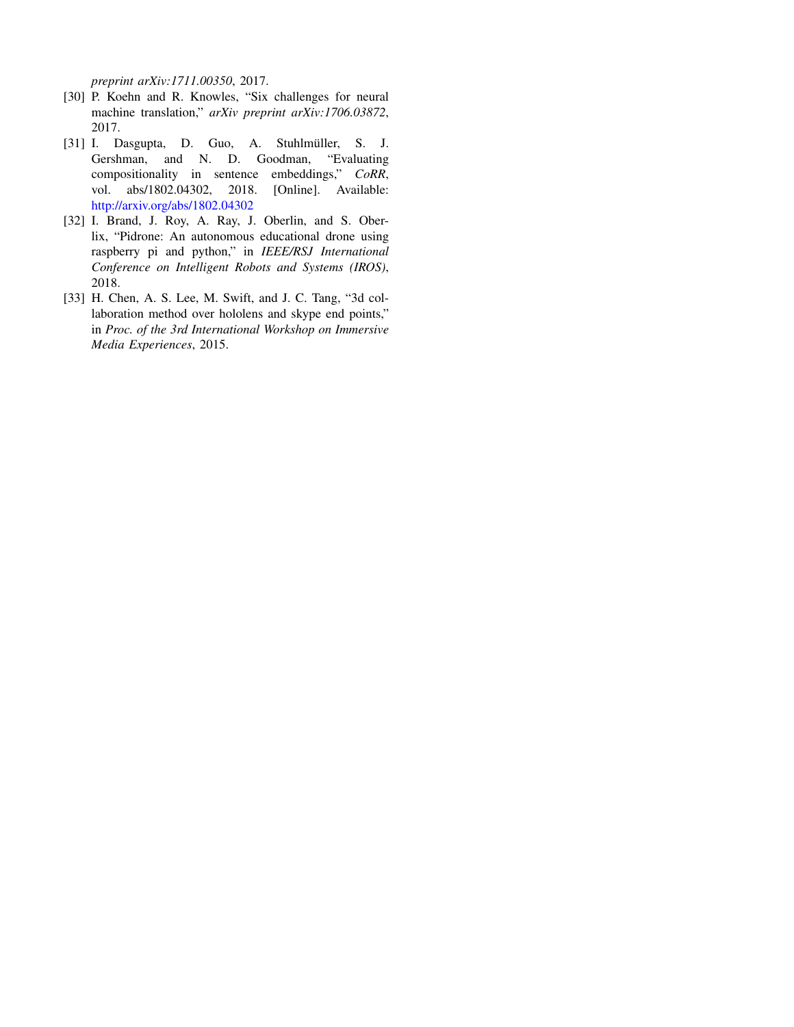*preprint arXiv:1711.00350*, 2017.

[30] P. Koehn and R. Knowles, "Six challenges for neural machine translation," *arXiv preprint arXiv:1706.03872*, 2017.

[31] I. Dasgupta, D. Guo, A. Stuhlmüller, S. J. Gershman, and N. D. Goodman, "Evaluating compositionality in sentence embeddings," *CoRR*, vol. abs/1802.04302, 2018. [Online]. Available: http://arxiv.org/abs/1802.04302

[32] I. Brand, J. Roy, A. Ray, J. Oberlin, and S. Oberlix, "Pidrone: An autonomous educational drone using raspberry pi and python," in *IEEE/RSJ International Conference on Intelligent Robots and Systems (IROS)*, 2018.

[33] H. Chen, A. S. Lee, M. Swift, and J. C. Tang, "3d collaboration method over hololens and skype end points," in *Proc. of the 3rd International Workshop on Immersive Media Experiences*, 2015.